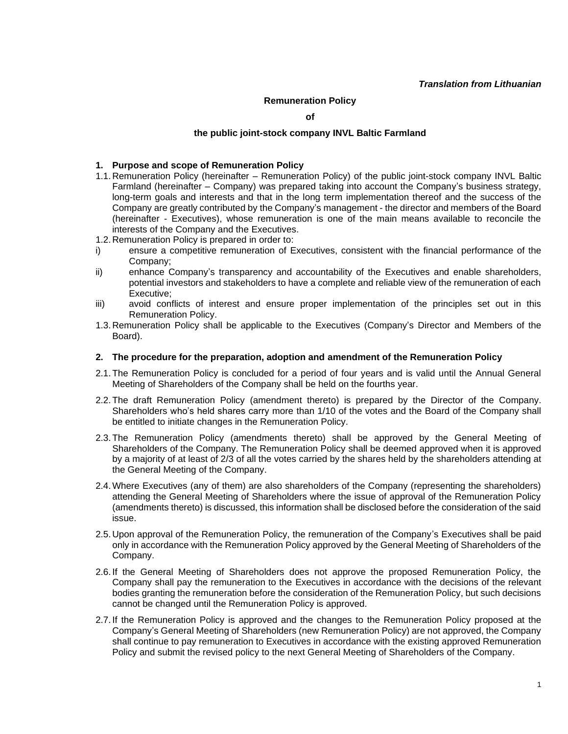***Translation from Lithuanian***

**Remuneration Policy**

**of**

**the public joint-stock company INVL Baltic Farmland**

## 1. Purpose and scope of Remuneration Policy

1.1. Remuneration Policy (hereinafter – Remuneration Policy) of the public joint-stock company INVL Baltic Farmland (hereinafter – Company) was prepared taking into account the Company's business strategy, long-term goals and interests and that in the long term implementation thereof and the success of the Company are greatly contributed by the Company's management - the director and members of the Board (hereinafter - Executives), whose remuneration is one of the main means available to reconcile the interests of the Company and the Executives.

1.2. Remuneration Policy is prepared in order to:

i) ensure a competitive remuneration of Executives, consistent with the financial performance of the Company;

ii) enhance Company's transparency and accountability of the Executives and enable shareholders, potential investors and stakeholders to have a complete and reliable view of the remuneration of each Executive;

iii) avoid conflicts of interest and ensure proper implementation of the principles set out in this Remuneration Policy.

1.3. Remuneration Policy shall be applicable to the Executives (Company's Director and Members of the Board).

## 2. The procedure for the preparation, adoption and amendment of the Remuneration Policy

2.1. The Remuneration Policy is concluded for a period of four years and is valid until the Annual General Meeting of Shareholders of the Company shall be held on the fourths year.

2.2. The draft Remuneration Policy (amendment thereto) is prepared by the Director of the Company. Shareholders who's held shares carry more than 1/10 of the votes and the Board of the Company shall be entitled to initiate changes in the Remuneration Policy.

2.3. The Remuneration Policy (amendments thereto) shall be approved by the General Meeting of Shareholders of the Company. The Remuneration Policy shall be deemed approved when it is approved by a majority of at least of 2/3 of all the votes carried by the shares held by the shareholders attending at the General Meeting of the Company.

2.4. Where Executives (any of them) are also shareholders of the Company (representing the shareholders) attending the General Meeting of Shareholders where the issue of approval of the Remuneration Policy (amendments thereto) is discussed, this information shall be disclosed before the consideration of the said issue.

2.5. Upon approval of the Remuneration Policy, the remuneration of the Company's Executives shall be paid only in accordance with the Remuneration Policy approved by the General Meeting of Shareholders of the Company.

2.6. If the General Meeting of Shareholders does not approve the proposed Remuneration Policy, the Company shall pay the remuneration to the Executives in accordance with the decisions of the relevant bodies granting the remuneration before the consideration of the Remuneration Policy, but such decisions cannot be changed until the Remuneration Policy is approved.

2.7. If the Remuneration Policy is approved and the changes to the Remuneration Policy proposed at the Company's General Meeting of Shareholders (new Remuneration Policy) are not approved, the Company shall continue to pay remuneration to Executives in accordance with the existing approved Remuneration Policy and submit the revised policy to the next General Meeting of Shareholders of the Company.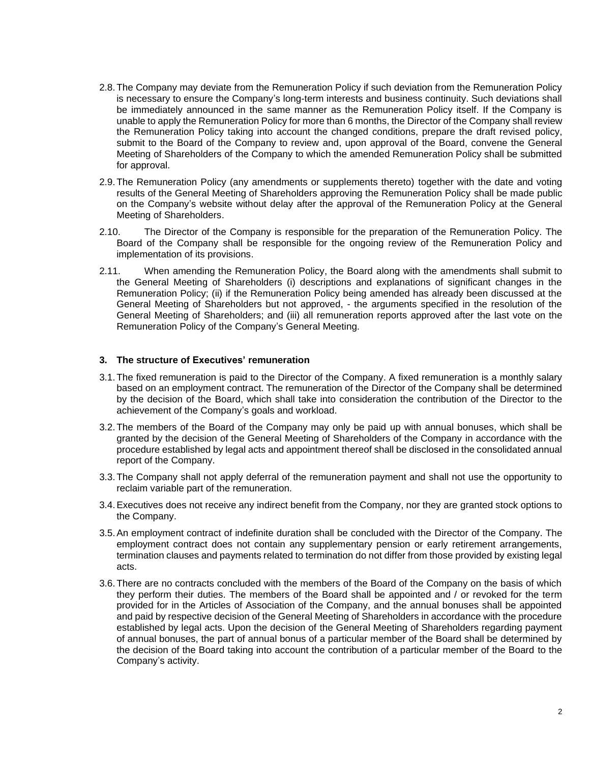2.8. The Company may deviate from the Remuneration Policy if such deviation from the Remuneration Policy is necessary to ensure the Company's long-term interests and business continuity. Such deviations shall be immediately announced in the same manner as the Remuneration Policy itself. If the Company is unable to apply the Remuneration Policy for more than 6 months, the Director of the Company shall review the Remuneration Policy taking into account the changed conditions, prepare the draft revised policy, submit to the Board of the Company to review and, upon approval of the Board, convene the General Meeting of Shareholders of the Company to which the amended Remuneration Policy shall be submitted for approval.

2.9. The Remuneration Policy (any amendments or supplements thereto) together with the date and voting results of the General Meeting of Shareholders approving the Remuneration Policy shall be made public on the Company's website without delay after the approval of the Remuneration Policy at the General Meeting of Shareholders.

2.10. The Director of the Company is responsible for the preparation of the Remuneration Policy. The Board of the Company shall be responsible for the ongoing review of the Remuneration Policy and implementation of its provisions.

2.11. When amending the Remuneration Policy, the Board along with the amendments shall submit to the General Meeting of Shareholders (i) descriptions and explanations of significant changes in the Remuneration Policy; (ii) if the Remuneration Policy being amended has already been discussed at the General Meeting of Shareholders but not approved, - the arguments specified in the resolution of the General Meeting of Shareholders; and (iii) all remuneration reports approved after the last vote on the Remuneration Policy of the Company's General Meeting.

**3. The structure of Executives' remuneration**

3.1. The fixed remuneration is paid to the Director of the Company. A fixed remuneration is a monthly salary based on an employment contract. The remuneration of the Director of the Company shall be determined by the decision of the Board, which shall take into consideration the contribution of the Director to the achievement of the Company's goals and workload.

3.2. The members of the Board of the Company may only be paid up with annual bonuses, which shall be granted by the decision of the General Meeting of Shareholders of the Company in accordance with the procedure established by legal acts and appointment thereof shall be disclosed in the consolidated annual report of the Company.

3.3. The Company shall not apply deferral of the remuneration payment and shall not use the opportunity to reclaim variable part of the remuneration.

3.4. Executives does not receive any indirect benefit from the Company, nor they are granted stock options to the Company.

3.5. An employment contract of indefinite duration shall be concluded with the Director of the Company. The employment contract does not contain any supplementary pension or early retirement arrangements, termination clauses and payments related to termination do not differ from those provided by existing legal acts.

3.6. There are no contracts concluded with the members of the Board of the Company on the basis of which they perform their duties. The members of the Board shall be appointed and / or revoked for the term provided for in the Articles of Association of the Company, and the annual bonuses shall be appointed and paid by respective decision of the General Meeting of Shareholders in accordance with the procedure established by legal acts. Upon the decision of the General Meeting of Shareholders regarding payment of annual bonuses, the part of annual bonus of a particular member of the Board shall be determined by the decision of the Board taking into account the contribution of a particular member of the Board to the Company's activity.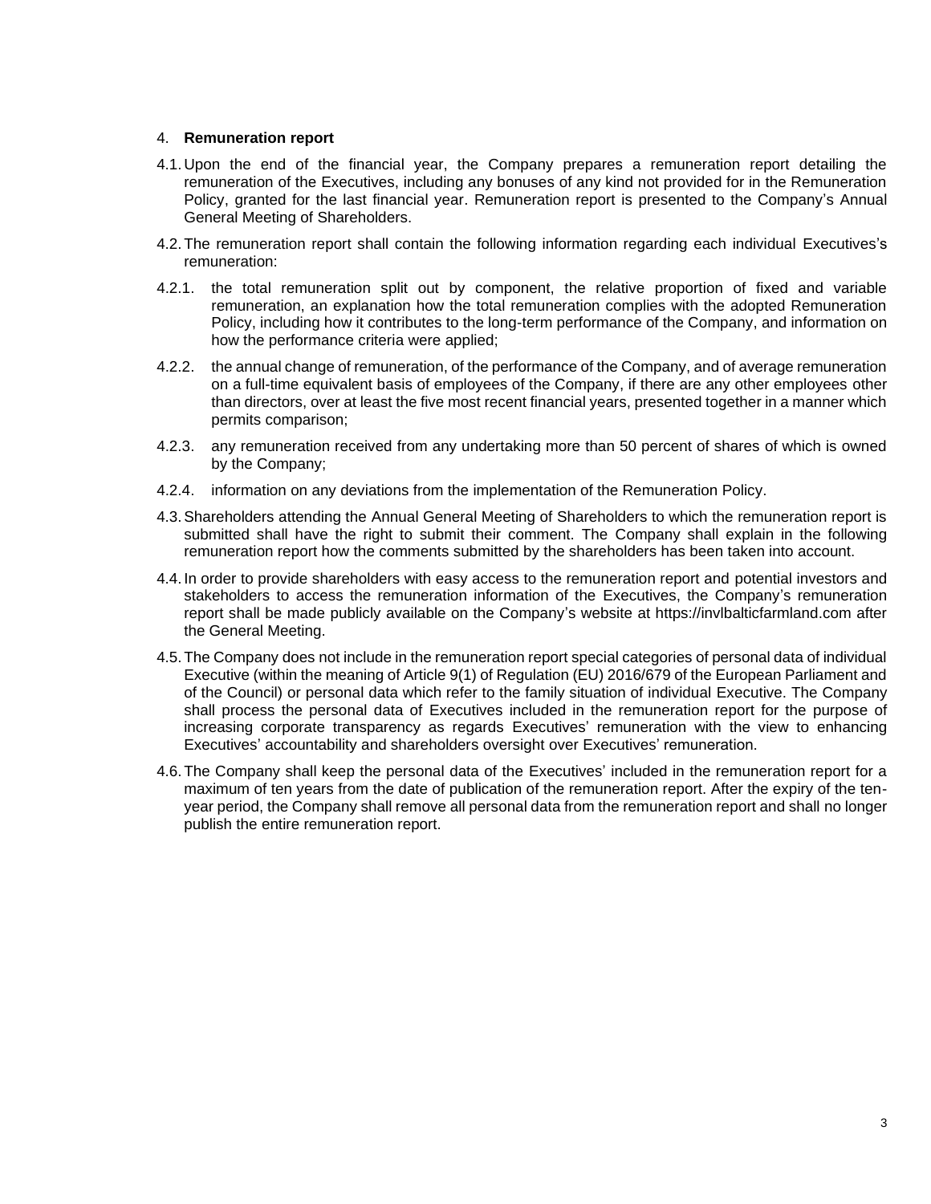## 4. **Remuneration report**

4.1. Upon the end of the financial year, the Company prepares a remuneration report detailing the remuneration of the Executives, including any bonuses of any kind not provided for in the Remuneration Policy, granted for the last financial year. Remuneration report is presented to the Company's Annual General Meeting of Shareholders.

4.2. The remuneration report shall contain the following information regarding each individual Executives's remuneration:

4.2.1. the total remuneration split out by component, the relative proportion of fixed and variable remuneration, an explanation how the total remuneration complies with the adopted Remuneration Policy, including how it contributes to the long-term performance of the Company, and information on how the performance criteria were applied;

4.2.2. the annual change of remuneration, of the performance of the Company, and of average remuneration on a full-time equivalent basis of employees of the Company, if there are any other employees other than directors, over at least the five most recent financial years, presented together in a manner which permits comparison;

4.2.3. any remuneration received from any undertaking more than 50 percent of shares of which is owned by the Company;

4.2.4. information on any deviations from the implementation of the Remuneration Policy.

4.3. Shareholders attending the Annual General Meeting of Shareholders to which the remuneration report is submitted shall have the right to submit their comment. The Company shall explain in the following remuneration report how the comments submitted by the shareholders has been taken into account.

4.4. In order to provide shareholders with easy access to the remuneration report and potential investors and stakeholders to access the remuneration information of the Executives, the Company's remuneration report shall be made publicly available on the Company's website at https://invlbalticfarmland.com after the General Meeting.

4.5. The Company does not include in the remuneration report special categories of personal data of individual Executive (within the meaning of Article 9(1) of Regulation (EU) 2016/679 of the European Parliament and of the Council) or personal data which refer to the family situation of individual Executive. The Company shall process the personal data of Executives included in the remuneration report for the purpose of increasing corporate transparency as regards Executives' remuneration with the view to enhancing Executives' accountability and shareholders oversight over Executives' remuneration.

4.6. The Company shall keep the personal data of the Executives' included in the remuneration report for a maximum of ten years from the date of publication of the remuneration report. After the expiry of the ten-year period, the Company shall remove all personal data from the remuneration report and shall no longer publish the entire remuneration report.